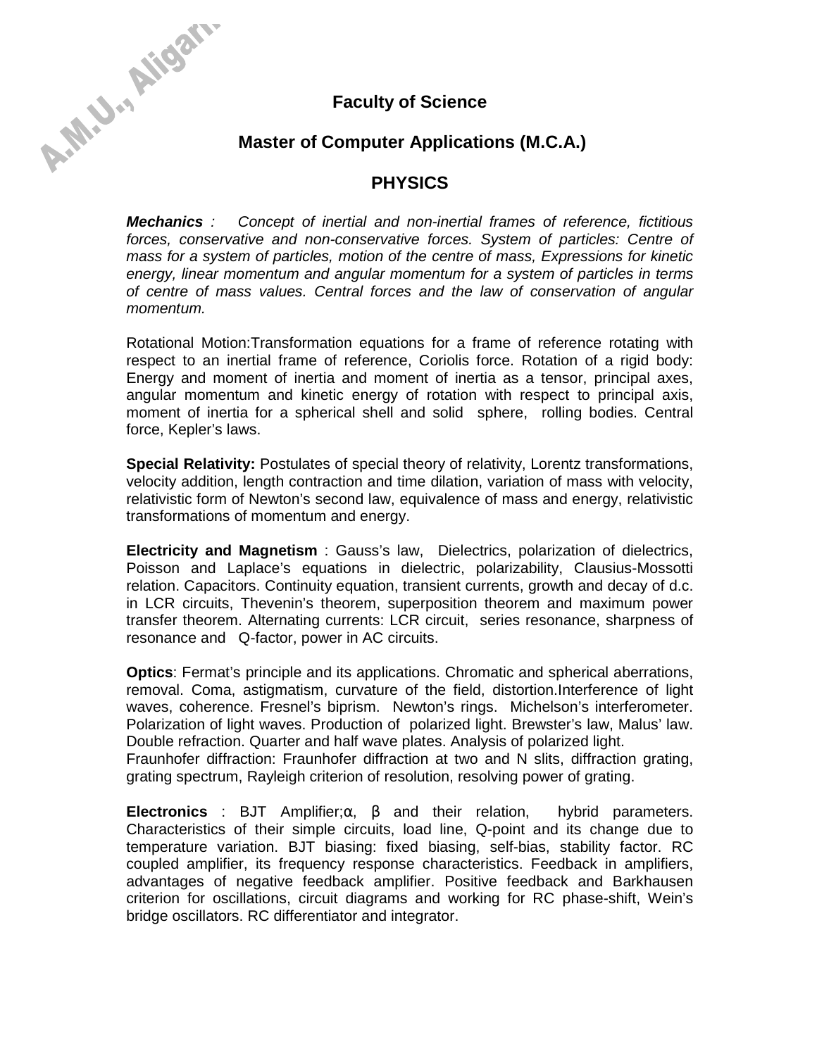# Faculty of Science

## Master of Computer Applications (M.C.A.)

## PHYSICS

***Mechanics** : Concept of inertial and non-inertial frames of reference, fictitious forces, conservative and non-conservative forces. System of particles: Centre of mass for a system of particles, motion of the centre of mass, Expressions for kinetic energy, linear momentum and angular momentum for a system of particles in terms of centre of mass values. Central forces and the law of conservation of angular momentum.*

Rotational Motion:Transformation equations for a frame of reference rotating with respect to an inertial frame of reference, Coriolis force. Rotation of a rigid body: Energy and moment of inertia and moment of inertia as a tensor, principal axes, angular momentum and kinetic energy of rotation with respect to principal axis, moment of inertia for a spherical shell and solid sphere, rolling bodies. Central force, Kepler's laws.

**Special Relativity:** Postulates of special theory of relativity, Lorentz transformations, velocity addition, length contraction and time dilation, variation of mass with velocity, relativistic form of Newton's second law, equivalence of mass and energy, relativistic transformations of momentum and energy.

**Electricity and Magnetism** : Gauss's law, Dielectrics, polarization of dielectrics, Poisson and Laplace's equations in dielectric, polarizability, Clausius-Mossotti relation. Capacitors. Continuity equation, transient currents, growth and decay of d.c. in LCR circuits, Thevenin's theorem, superposition theorem and maximum power transfer theorem. Alternating currents: LCR circuit, series resonance, sharpness of resonance and Q-factor, power in AC circuits.

**Optics**: Fermat's principle and its applications. Chromatic and spherical aberrations, removal. Coma, astigmatism, curvature of the field, distortion.Interference of light waves, coherence. Fresnel's biprism. Newton's rings. Michelson's interferometer. Polarization of light waves. Production of polarized light. Brewster's law, Malus' law. Double refraction. Quarter and half wave plates. Analysis of polarized light.
Fraunhofer diffraction: Fraunhofer diffraction at two and N slits, diffraction grating, grating spectrum, Rayleigh criterion of resolution, resolving power of grating.

**Electronics** : BJT Amplifier;$\alpha$, $\beta$ and their relation, hybrid parameters. Characteristics of their simple circuits, load line, Q-point and its change due to temperature variation. BJT biasing: fixed biasing, self-bias, stability factor. RC coupled amplifier, its frequency response characteristics. Feedback in amplifiers, advantages of negative feedback amplifier. Positive feedback and Barkhausen criterion for oscillations, circuit diagrams and working for RC phase-shift, Wein's bridge oscillators. RC differentiator and integrator.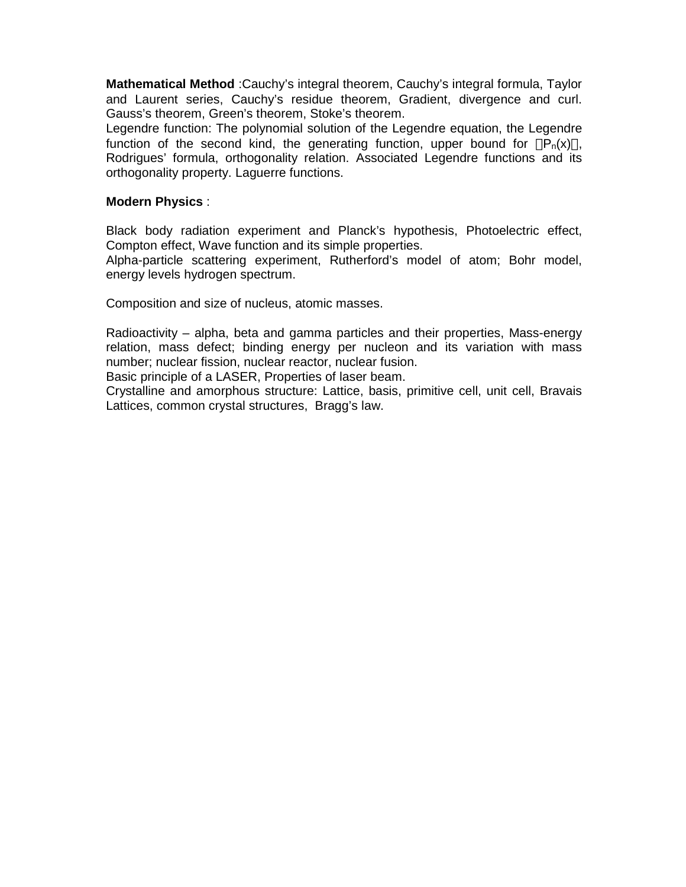**Mathematical Method** :Cauchy's integral theorem, Cauchy's integral formula, Taylor and Laurent series, Cauchy's residue theorem, Gradient, divergence and curl. Gauss's theorem, Green's theorem, Stoke's theorem.
Legendre function: The polynomial solution of the Legendre equation, the Legendre function of the second kind, the generating function, upper bound for $|P_n(x)|$, Rodrigues' formula, orthogonality relation. Associated Legendre functions and its orthogonality property. Laguerre functions.

**Modern Physics** :

Black body radiation experiment and Planck's hypothesis, Photoelectric effect, Compton effect, Wave function and its simple properties.
Alpha-particle scattering experiment, Rutherford's model of atom; Bohr model, energy levels hydrogen spectrum.

Composition and size of nucleus, atomic masses.

Radioactivity – alpha, beta and gamma particles and their properties, Mass-energy relation, mass defect; binding energy per nucleon and its variation with mass number; nuclear fission, nuclear reactor, nuclear fusion.
Basic principle of a LASER, Properties of laser beam.
Crystalline and amorphous structure: Lattice, basis, primitive cell, unit cell, Bravais Lattices, common crystal structures, Bragg's law.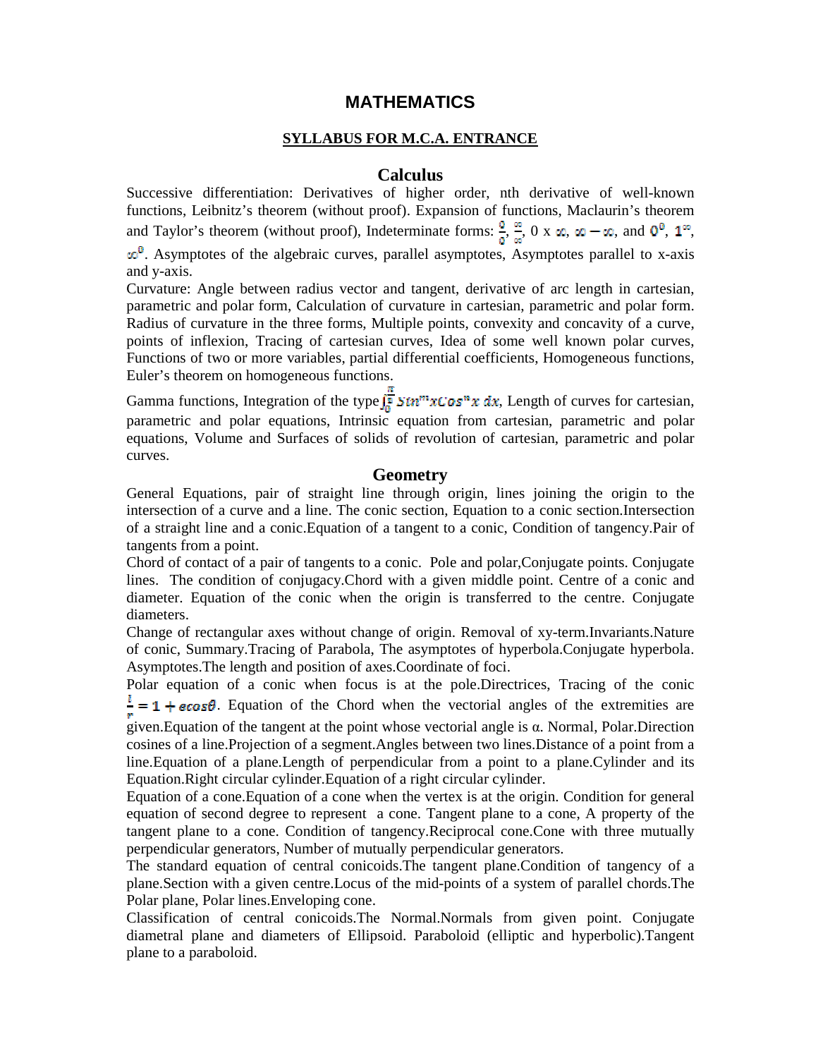# MATHEMATICS

## SYLLABUS FOR M.C.A. ENTRANCE

### Calculus

Successive differentiation: Derivatives of higher order, nth derivative of well-known functions, Leibnitz's theorem (without proof). Expansion of functions, Maclaurin's theorem and Taylor's theorem (without proof), Indeterminate forms: $\frac{0}{0}$, $\frac{\infty}{\infty}$, 0 x $\infty$, $\infty - \infty$, and $0^0$, $1^\infty$, $\infty^0$. Asymptotes of the algebraic curves, parallel asymptotes, Asymptotes parallel to x-axis and y-axis.

Curvature: Angle between radius vector and tangent, derivative of arc length in cartesian, parametric and polar form, Calculation of curvature in cartesian, parametric and polar form. Radius of curvature in the three forms, Multiple points, convexity and concavity of a curve, points of inflexion, Tracing of cartesian curves, Idea of some well known polar curves, Functions of two or more variables, partial differential coefficients, Homogeneous functions, Euler's theorem on homogeneous functions.

Gamma functions, Integration of the type $\int_0^{\frac{\pi}{2}} Sin^m x Cos^n x \, dx$, Length of curves for cartesian, parametric and polar equations, Intrinsic equation from cartesian, parametric and polar equations, Volume and Surfaces of solids of revolution of cartesian, parametric and polar curves.

### Geometry

General Equations, pair of straight line through origin, lines joining the origin to the intersection of a curve and a line. The conic section, Equation to a conic section.Intersection of a straight line and a conic.Equation of a tangent to a conic, Condition of tangency.Pair of tangents from a point.

Chord of contact of a pair of tangents to a conic. Pole and polar,Conjugate points. Conjugate lines. The condition of conjugacy.Chord with a given middle point. Centre of a conic and diameter. Equation of the conic when the origin is transferred to the centre. Conjugate diameters.

Change of rectangular axes without change of origin. Removal of xy-term.Invariants.Nature of conic, Summary.Tracing of Parabola, The asymptotes of hyperbola.Conjugate hyperbola. Asymptotes.The length and position of axes.Coordinate of foci.

Polar equation of a conic when focus is at the pole.Directrices, Tracing of the conic $\frac{l}{r} = 1 + ecos\theta$. Equation of the Chord when the vectorial angles of the extremities are given.Equation of the tangent at the point whose vectorial angle is α. Normal, Polar.Direction cosines of a line.Projection of a segment.Angles between two lines.Distance of a point from a line.Equation of a plane.Length of perpendicular from a point to a plane.Cylinder and its Equation.Right circular cylinder.Equation of a right circular cylinder.

Equation of a cone.Equation of a cone when the vertex is at the origin. Condition for general equation of second degree to represent a cone. Tangent plane to a cone, A property of the tangent plane to a cone. Condition of tangency.Reciprocal cone.Cone with three mutually perpendicular generators, Number of mutually perpendicular generators.

The standard equation of central conicoids.The tangent plane.Condition of tangency of a plane.Section with a given centre.Locus of the mid-points of a system of parallel chords.The Polar plane, Polar lines.Enveloping cone.

Classification of central conicoids.The Normal.Normals from given point. Conjugate diametral plane and diameters of Ellipsoid. Paraboloid (elliptic and hyperbolic).Tangent plane to a paraboloid.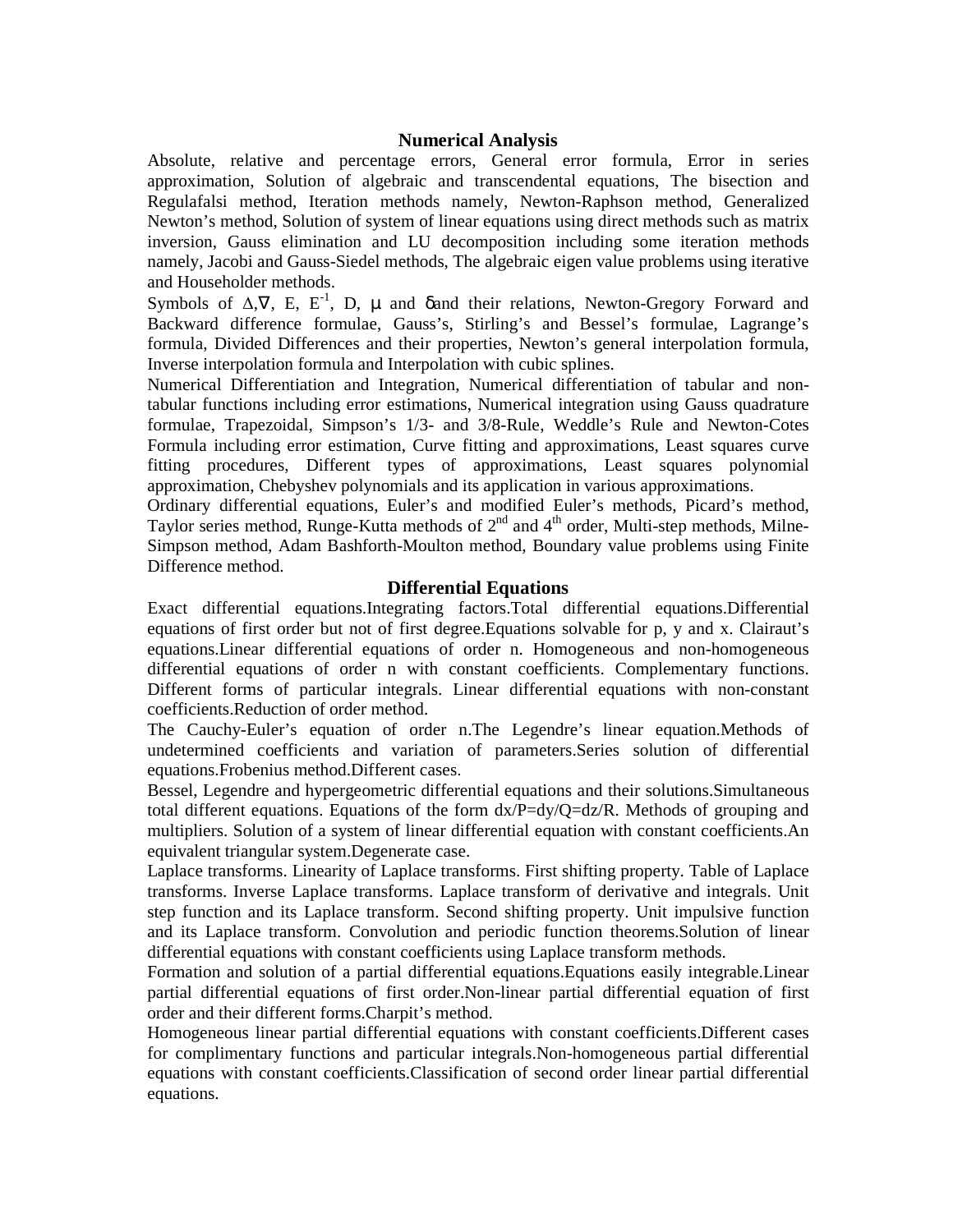## Numerical Analysis

Absolute, relative and percentage errors, General error formula, Error in series approximation, Solution of algebraic and transcendental equations, The bisection and Regulafalsi method, Iteration methods namely, Newton-Raphson method, Generalized Newton's method, Solution of system of linear equations using direct methods such as matrix inversion, Gauss elimination and LU decomposition including some iteration methods namely, Jacobi and Gauss-Siedel methods, The algebraic eigen value problems using iterative and Householder methods.

Symbols of $\Delta, \nabla$, E, $E^{-1}$, D, $\mu$ and $\delta$and their relations, Newton-Gregory Forward and Backward difference formulae, Gauss's, Stirling's and Bessel's formulae, Lagrange's formula, Divided Differences and their properties, Newton's general interpolation formula, Inverse interpolation formula and Interpolation with cubic splines.

Numerical Differentiation and Integration, Numerical differentiation of tabular and non-tabular functions including error estimations, Numerical integration using Gauss quadrature formulae, Trapezoidal, Simpson's 1/3- and 3/8-Rule, Weddle's Rule and Newton-Cotes Formula including error estimation, Curve fitting and approximations, Least squares curve fitting procedures, Different types of approximations, Least squares polynomial approximation, Chebyshev polynomials and its application in various approximations.

Ordinary differential equations, Euler's and modified Euler's methods, Picard's method, Taylor series method, Runge-Kutta methods of 2nd and 4th order, Multi-step methods, Milne-Simpson method, Adam Bashforth-Moulton method, Boundary value problems using Finite Difference method.

## Differential Equations

Exact differential equations.Integrating factors.Total differential equations.Differential equations of first order but not of first degree.Equations solvable for p, y and x. Clairaut's equations.Linear differential equations of order n. Homogeneous and non-homogeneous differential equations of order n with constant coefficients. Complementary functions. Different forms of particular integrals. Linear differential equations with non-constant coefficients.Reduction of order method.

The Cauchy-Euler's equation of order n.The Legendre's linear equation.Methods of undetermined coefficients and variation of parameters.Series solution of differential equations.Frobenius method.Different cases.

Bessel, Legendre and hypergeometric differential equations and their solutions.Simultaneous total different equations. Equations of the form $dx/P=dy/Q=dz/R$. Methods of grouping and multipliers. Solution of a system of linear differential equation with constant coefficients.An equivalent triangular system.Degenerate case.

Laplace transforms. Linearity of Laplace transforms. First shifting property. Table of Laplace transforms. Inverse Laplace transforms. Laplace transform of derivative and integrals. Unit step function and its Laplace transform. Second shifting property. Unit impulsive function and its Laplace transform. Convolution and periodic function theorems.Solution of linear differential equations with constant coefficients using Laplace transform methods.

Formation and solution of a partial differential equations.Equations easily integrable.Linear partial differential equations of first order.Non-linear partial differential equation of first order and their different forms.Charpit's method.

Homogeneous linear partial differential equations with constant coefficients.Different cases for complimentary functions and particular integrals.Non-homogeneous partial differential equations with constant coefficients.Classification of second order linear partial differential equations.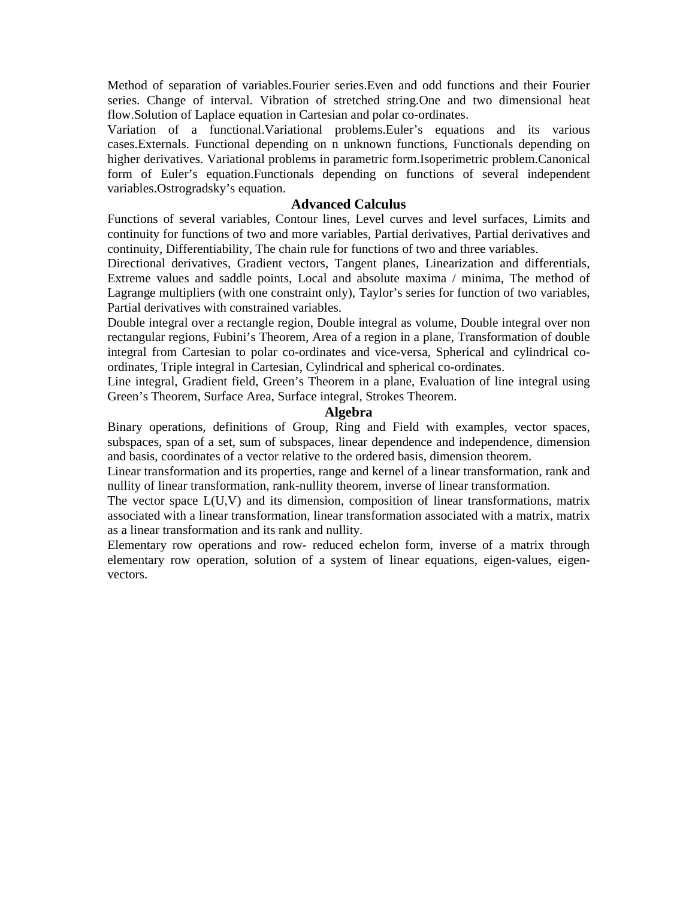Method of separation of variables.Fourier series.Even and odd functions and their Fourier series. Change of interval. Vibration of stretched string.One and two dimensional heat flow.Solution of Laplace equation in Cartesian and polar co-ordinates.

Variation of a functional.Variational problems.Euler's equations and its various cases.Externals. Functional depending on n unknown functions, Functionals depending on higher derivatives. Variational problems in parametric form.Isoperimetric problem.Canonical form of Euler's equation.Functionals depending on functions of several independent variables.Ostrogradsky's equation.

## Advanced Calculus

Functions of several variables, Contour lines, Level curves and level surfaces, Limits and continuity for functions of two and more variables, Partial derivatives, Partial derivatives and continuity, Differentiability, The chain rule for functions of two and three variables.

Directional derivatives, Gradient vectors, Tangent planes, Linearization and differentials, Extreme values and saddle points, Local and absolute maxima / minima, The method of Lagrange multipliers (with one constraint only), Taylor's series for function of two variables, Partial derivatives with constrained variables.

Double integral over a rectangle region, Double integral as volume, Double integral over non rectangular regions, Fubini's Theorem, Area of a region in a plane, Transformation of double integral from Cartesian to polar co-ordinates and vice-versa, Spherical and cylindrical co-ordinates, Triple integral in Cartesian, Cylindrical and spherical co-ordinates.

Line integral, Gradient field, Green's Theorem in a plane, Evaluation of line integral using Green's Theorem, Surface Area, Surface integral, Strokes Theorem.

## Algebra

Binary operations, definitions of Group, Ring and Field with examples, vector spaces, subspaces, span of a set, sum of subspaces, linear dependence and independence, dimension and basis, coordinates of a vector relative to the ordered basis, dimension theorem.

Linear transformation and its properties, range and kernel of a linear transformation, rank and nullity of linear transformation, rank-nullity theorem, inverse of linear transformation.

The vector space L(U,V) and its dimension, composition of linear transformations, matrix associated with a linear transformation, linear transformation associated with a matrix, matrix as a linear transformation and its rank and nullity.

Elementary row operations and row- reduced echelon form, inverse of a matrix through elementary row operation, solution of a system of linear equations, eigen-values, eigen-vectors.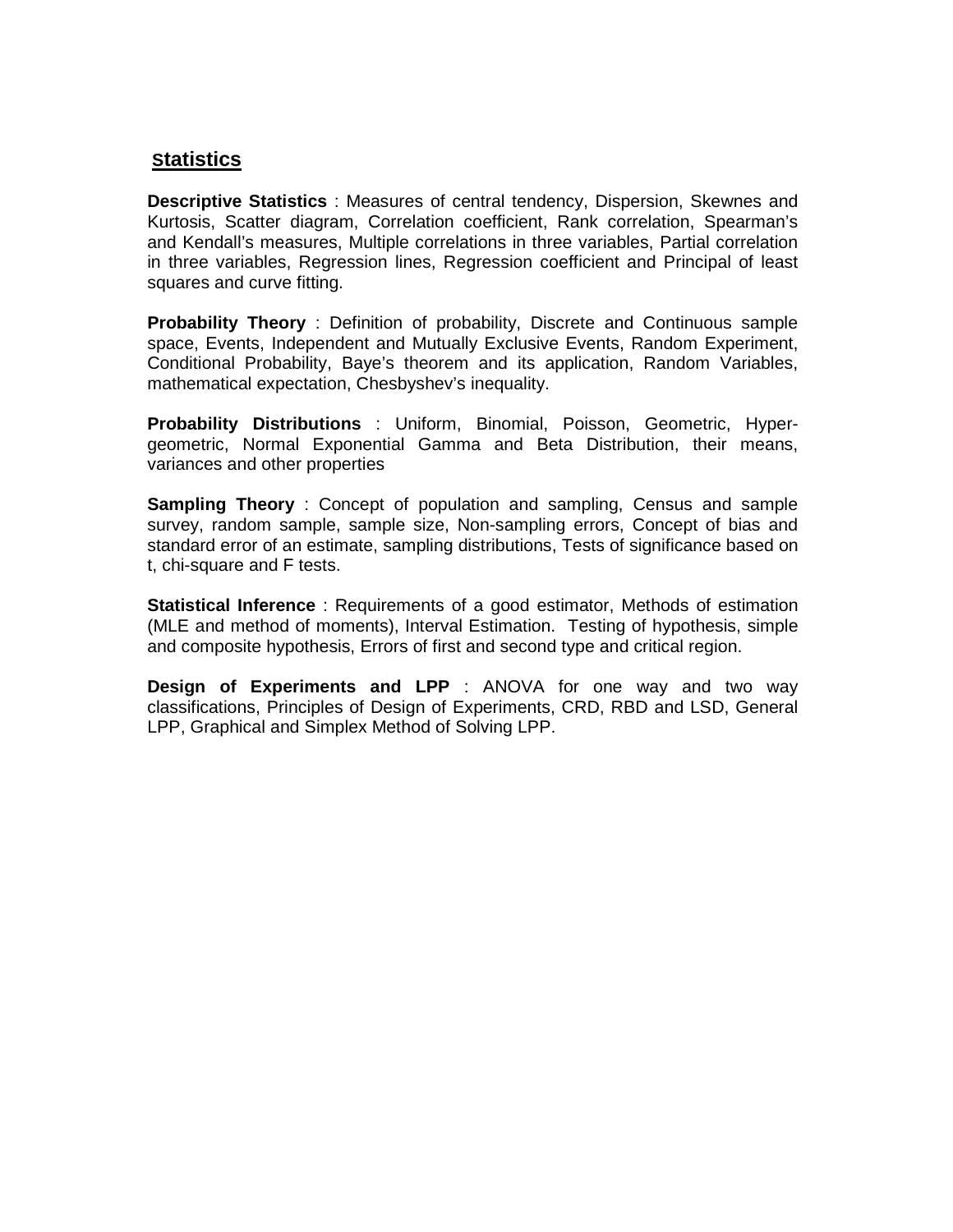## Statistics

**Descriptive Statistics** : Measures of central tendency, Dispersion, Skewnes and Kurtosis, Scatter diagram, Correlation coefficient, Rank correlation, Spearman's and Kendall's measures, Multiple correlations in three variables, Partial correlation in three variables, Regression lines, Regression coefficient and Principal of least squares and curve fitting.

**Probability Theory** : Definition of probability, Discrete and Continuous sample space, Events, Independent and Mutually Exclusive Events, Random Experiment, Conditional Probability, Baye's theorem and its application, Random Variables, mathematical expectation, Chesbyshev's inequality.

**Probability Distributions** : Uniform, Binomial, Poisson, Geometric, Hyper-geometric, Normal Exponential Gamma and Beta Distribution, their means, variances and other properties

**Sampling Theory** : Concept of population and sampling, Census and sample survey, random sample, sample size, Non-sampling errors, Concept of bias and standard error of an estimate, sampling distributions, Tests of significance based on t, chi-square and F tests.

**Statistical Inference** : Requirements of a good estimator, Methods of estimation (MLE and method of moments), Interval Estimation. Testing of hypothesis, simple and composite hypothesis, Errors of first and second type and critical region.

**Design of Experiments and LPP** : ANOVA for one way and two way classifications, Principles of Design of Experiments, CRD, RBD and LSD, General LPP, Graphical and Simplex Method of Solving LPP.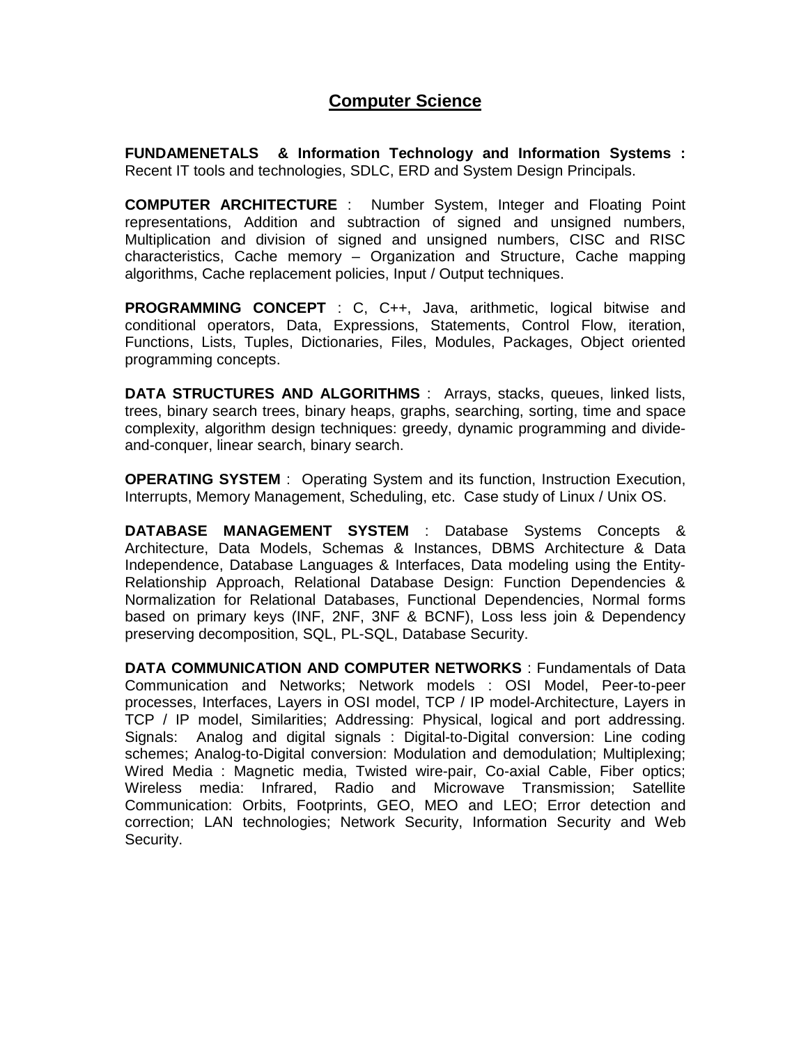# Computer Science

**FUNDAMENETALS & Information Technology and Information Systems :** Recent IT tools and technologies, SDLC, ERD and System Design Principals.

**COMPUTER ARCHITECTURE** : Number System, Integer and Floating Point representations, Addition and subtraction of signed and unsigned numbers, Multiplication and division of signed and unsigned numbers, CISC and RISC characteristics, Cache memory – Organization and Structure, Cache mapping algorithms, Cache replacement policies, Input / Output techniques.

**PROGRAMMING CONCEPT** : C, C++, Java, arithmetic, logical bitwise and conditional operators, Data, Expressions, Statements, Control Flow, iteration, Functions, Lists, Tuples, Dictionaries, Files, Modules, Packages, Object oriented programming concepts.

**DATA STRUCTURES AND ALGORITHMS** : Arrays, stacks, queues, linked lists, trees, binary search trees, binary heaps, graphs, searching, sorting, time and space complexity, algorithm design techniques: greedy, dynamic programming and divide-and-conquer, linear search, binary search.

**OPERATING SYSTEM** : Operating System and its function, Instruction Execution, Interrupts, Memory Management, Scheduling, etc. Case study of Linux / Unix OS.

**DATABASE MANAGEMENT SYSTEM** : Database Systems Concepts & Architecture, Data Models, Schemas & Instances, DBMS Architecture & Data Independence, Database Languages & Interfaces, Data modeling using the Entity-Relationship Approach, Relational Database Design: Function Dependencies & Normalization for Relational Databases, Functional Dependencies, Normal forms based on primary keys (INF, 2NF, 3NF & BCNF), Loss less join & Dependency preserving decomposition, SQL, PL-SQL, Database Security.

**DATA COMMUNICATION AND COMPUTER NETWORKS** : Fundamentals of Data Communication and Networks; Network models : OSI Model, Peer-to-peer processes, Interfaces, Layers in OSI model, TCP / IP model-Architecture, Layers in TCP / IP model, Similarities; Addressing: Physical, logical and port addressing. Signals: Analog and digital signals : Digital-to-Digital conversion: Line coding schemes; Analog-to-Digital conversion: Modulation and demodulation; Multiplexing; Wired Media : Magnetic media, Twisted wire-pair, Co-axial Cable, Fiber optics; Wireless media: Infrared, Radio and Microwave Transmission; Satellite Communication: Orbits, Footprints, GEO, MEO and LEO; Error detection and correction; LAN technologies; Network Security, Information Security and Web Security.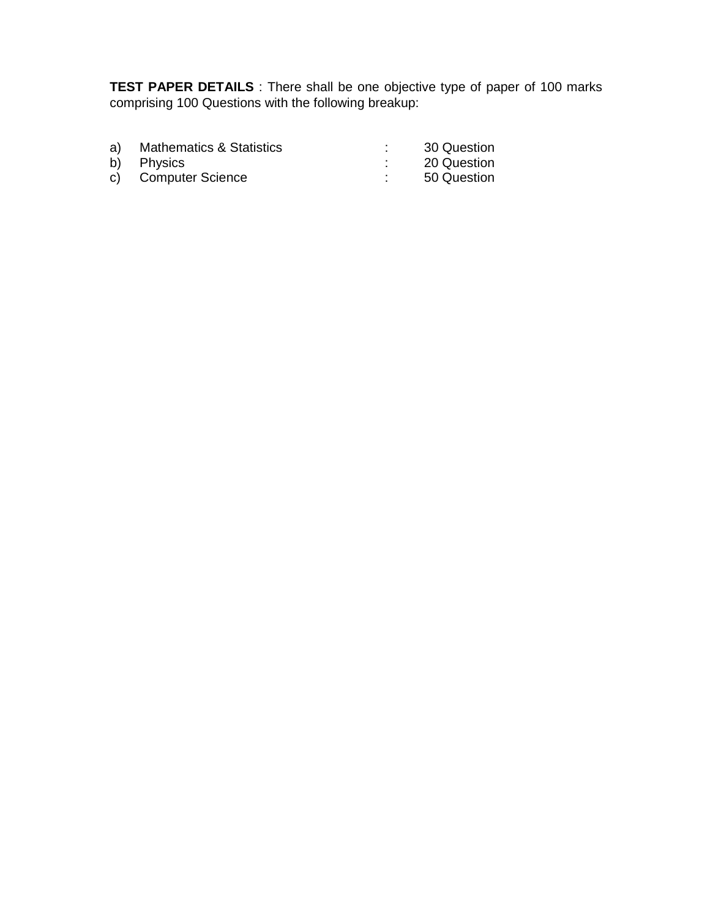**TEST PAPER DETAILS** : There shall be one objective type of paper of 100 marks comprising 100 Questions with the following breakup:

| | | | |
|---|---|---|---|
| a) | Mathematics & Statistics | : | 30 Question |
| b) | Physics | : | 20 Question |
| c) | Computer Science | : | 50 Question |